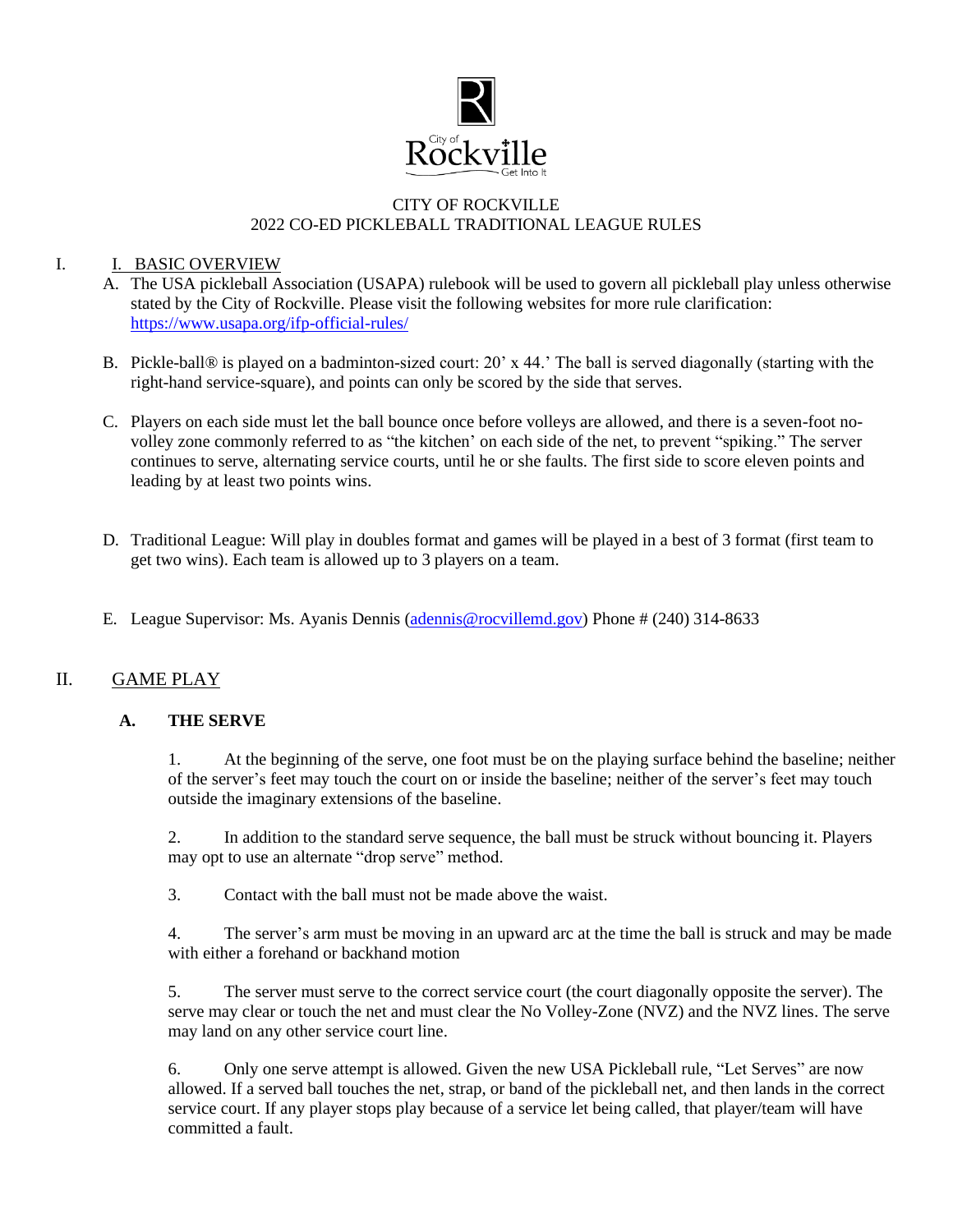CITY OF ROCKVILLE

2022 CO-ED PICKLEBALL TRADITIONAL LEAGUE RULES

## I. I. BASIC OVERVIEW

A. The USA pickleball Association (USAPA) rulebook will be used to govern all pickleball play unless otherwise stated by the City of Rockville. Please visit the following websites for more rule clarification: https://www.usapa.org/ifp-official-rules/

B. Pickle-ball® is played on a badminton-sized court: 20' x 44.' The ball is served diagonally (starting with the right-hand service-square), and points can only be scored by the side that serves.

C. Players on each side must let the ball bounce once before volleys are allowed, and there is a seven-foot no-volley zone commonly referred to as "the kitchen' on each side of the net, to prevent "spiking." The server continues to serve, alternating service courts, until he or she faults. The first side to score eleven points and leading by at least two points wins.

D. Traditional League: Will play in doubles format and games will be played in a best of 3 format (first team to get two wins). Each team is allowed up to 3 players on a team.

E. League Supervisor: Ms. Ayanis Dennis (adennis@rocvillemd.gov) Phone # (240) 314-8633

## II. GAME PLAY

### A. THE SERVE

1. At the beginning of the serve, one foot must be on the playing surface behind the baseline; neither of the server's feet may touch the court on or inside the baseline; neither of the server's feet may touch outside the imaginary extensions of the baseline.

2. In addition to the standard serve sequence, the ball must be struck without bouncing it. Players may opt to use an alternate "drop serve" method.

3. Contact with the ball must not be made above the waist.

4. The server's arm must be moving in an upward arc at the time the ball is struck and may be made with either a forehand or backhand motion

5. The server must serve to the correct service court (the court diagonally opposite the server). The serve may clear or touch the net and must clear the No Volley-Zone (NVZ) and the NVZ lines. The serve may land on any other service court line.

6. Only one serve attempt is allowed. Given the new USA Pickleball rule, "Let Serves" are now allowed. If a served ball touches the net, strap, or band of the pickleball net, and then lands in the correct service court. If any player stops play because of a service let being called, that player/team will have committed a fault.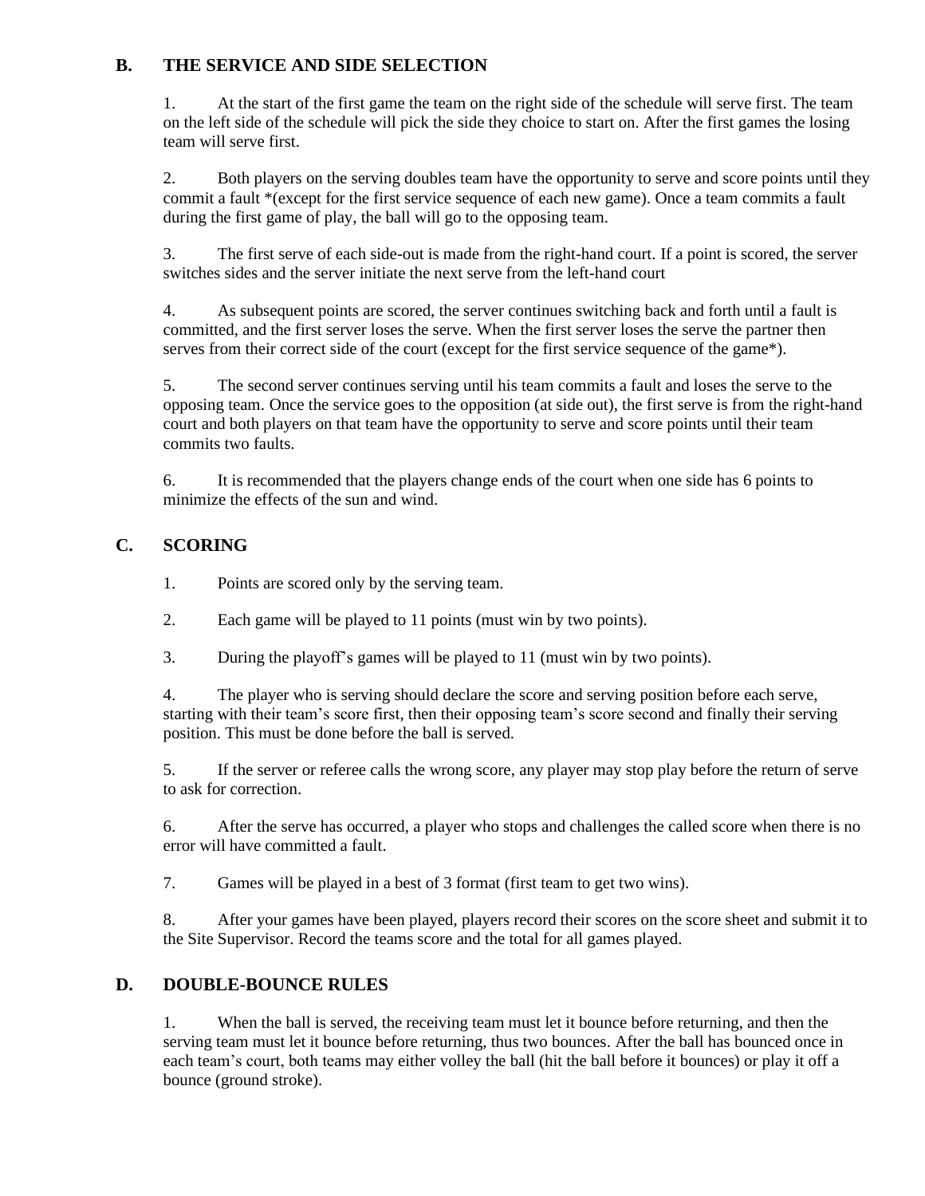## B. THE SERVICE AND SIDE SELECTION

1. At the start of the first game the team on the right side of the schedule will serve first. The team on the left side of the schedule will pick the side they choice to start on. After the first games the losing team will serve first.

2. Both players on the serving doubles team have the opportunity to serve and score points until they commit a fault *(except for the first service sequence of each new game). Once a team commits a fault during the first game of play, the ball will go to the opposing team.

3. The first serve of each side-out is made from the right-hand court. If a point is scored, the server switches sides and the server initiate the next serve from the left-hand court

4. As subsequent points are scored, the server continues switching back and forth until a fault is committed, and the first server loses the serve. When the first server loses the serve the partner then serves from their correct side of the court (except for the first service sequence of the game*).

5. The second server continues serving until his team commits a fault and loses the serve to the opposing team. Once the service goes to the opposition (at side out), the first serve is from the right-hand court and both players on that team have the opportunity to serve and score points until their team commits two faults.

6. It is recommended that the players change ends of the court when one side has 6 points to minimize the effects of the sun and wind.

## C. SCORING

1. Points are scored only by the serving team.

2. Each game will be played to 11 points (must win by two points).

3. During the playoff's games will be played to 11 (must win by two points).

4. The player who is serving should declare the score and serving position before each serve, starting with their team's score first, then their opposing team's score second and finally their serving position. This must be done before the ball is served.

5. If the server or referee calls the wrong score, any player may stop play before the return of serve to ask for correction.

6. After the serve has occurred, a player who stops and challenges the called score when there is no error will have committed a fault.

7. Games will be played in a best of 3 format (first team to get two wins).

8. After your games have been played, players record their scores on the score sheet and submit it to the Site Supervisor. Record the teams score and the total for all games played.

## D. DOUBLE-BOUNCE RULES

1. When the ball is served, the receiving team must let it bounce before returning, and then the serving team must let it bounce before returning, thus two bounces. After the ball has bounced once in each team's court, both teams may either volley the ball (hit the ball before it bounces) or play it off a bounce (ground stroke).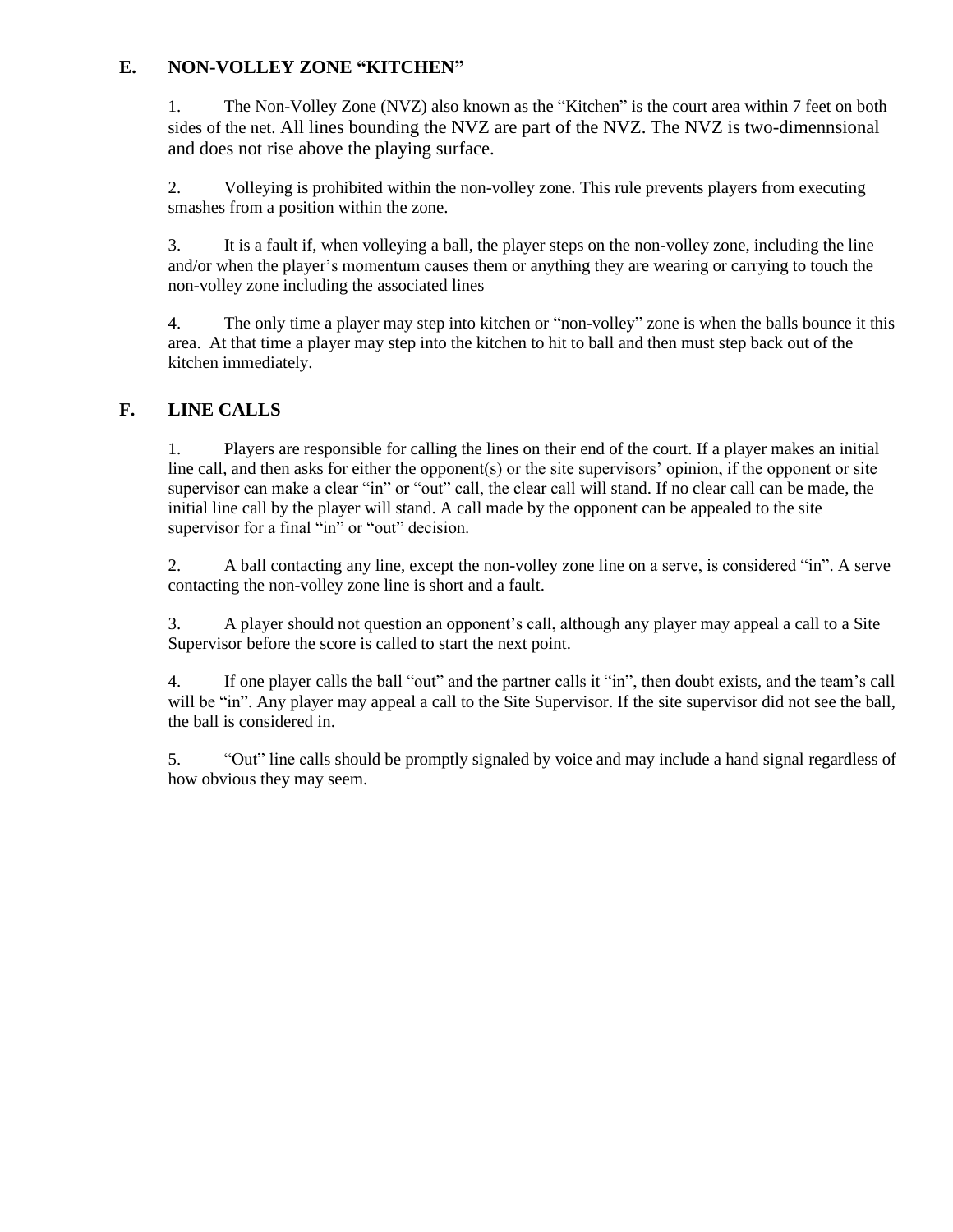## E. NON-VOLLEY ZONE "KITCHEN"

1. The Non-Volley Zone (NVZ) also known as the "Kitchen" is the court area within 7 feet on both sides of the net. All lines bounding the NVZ are part of the NVZ. The NVZ is two-dimennsional and does not rise above the playing surface.

2. Volleying is prohibited within the non-volley zone. This rule prevents players from executing smashes from a position within the zone.

3. It is a fault if, when volleying a ball, the player steps on the non-volley zone, including the line and/or when the player's momentum causes them or anything they are wearing or carrying to touch the non-volley zone including the associated lines

4. The only time a player may step into kitchen or "non-volley" zone is when the balls bounce it this area. At that time a player may step into the kitchen to hit to ball and then must step back out of the kitchen immediately.

## F. LINE CALLS

1. Players are responsible for calling the lines on their end of the court. If a player makes an initial line call, and then asks for either the opponent(s) or the site supervisors' opinion, if the opponent or site supervisor can make a clear "in" or "out" call, the clear call will stand. If no clear call can be made, the initial line call by the player will stand. A call made by the opponent can be appealed to the site supervisor for a final "in" or "out" decision.

2. A ball contacting any line, except the non-volley zone line on a serve, is considered "in". A serve contacting the non-volley zone line is short and a fault.

3. A player should not question an opponent's call, although any player may appeal a call to a Site Supervisor before the score is called to start the next point.

4. If one player calls the ball "out" and the partner calls it "in", then doubt exists, and the team's call will be "in". Any player may appeal a call to the Site Supervisor. If the site supervisor did not see the ball, the ball is considered in.

5. "Out" line calls should be promptly signaled by voice and may include a hand signal regardless of how obvious they may seem.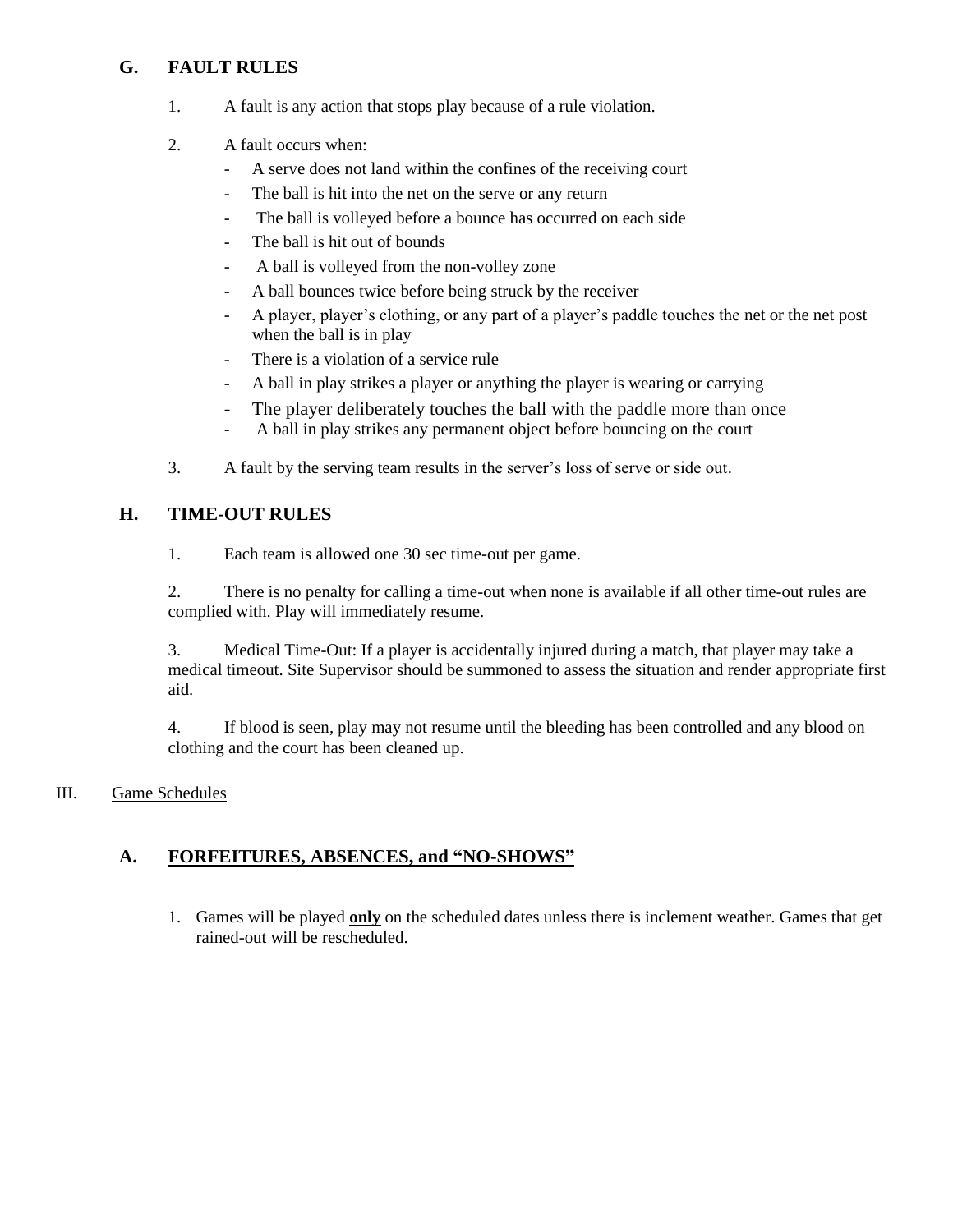### G. FAULT RULES

1. A fault is any action that stops play because of a rule violation.

2. A fault occurs when:
   - A serve does not land within the confines of the receiving court
   - The ball is hit into the net on the serve or any return
   - The ball is volleyed before a bounce has occurred on each side
   - The ball is hit out of bounds
   - A ball is volleyed from the non-volley zone
   - A ball bounces twice before being struck by the receiver
   - A player, player's clothing, or any part of a player's paddle touches the net or the net post when the ball is in play
   - There is a violation of a service rule
   - A ball in play strikes a player or anything the player is wearing or carrying
   - The player deliberately touches the ball with the paddle more than once
   - A ball in play strikes any permanent object before bouncing on the court

3. A fault by the serving team results in the server's loss of serve or side out.

### H. TIME-OUT RULES

1. Each team is allowed one 30 sec time-out per game.

2. There is no penalty for calling a time-out when none is available if all other time-out rules are complied with. Play will immediately resume.

3. Medical Time-Out: If a player is accidentally injured during a match, that player may take a medical timeout. Site Supervisor should be summoned to assess the situation and render appropriate first aid.

4. If blood is seen, play may not resume until the bleeding has been controlled and any blood on clothing and the court has been cleaned up.

## III. Game Schedules

### A. FORFEITURES, ABSENCES, and "NO-SHOWS"

1. Games will be played **only** on the scheduled dates unless there is inclement weather. Games that get rained-out will be rescheduled.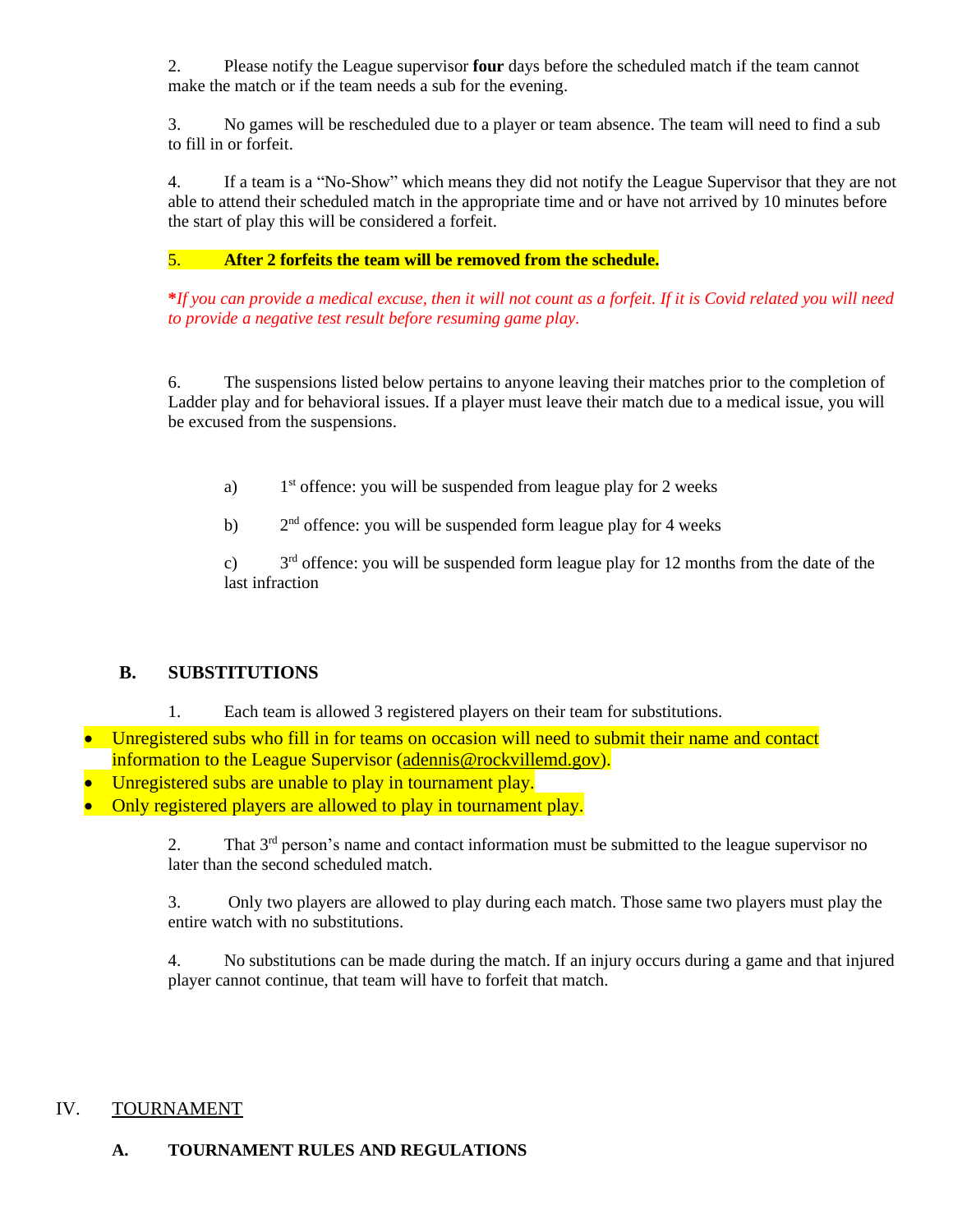2. Please notify the League supervisor **four** days before the scheduled match if the team cannot make the match or if the team needs a sub for the evening.

3. No games will be rescheduled due to a player or team absence. The team will need to find a sub to fill in or forfeit.

4. If a team is a "No-Show" which means they did not notify the League Supervisor that they are not able to attend their scheduled match in the appropriate time and or have not arrived by 10 minutes before the start of play this will be considered a forfeit.

5. **After 2 forfeits the team will be removed from the schedule.**

***If you can provide a medical excuse, then it will not count as a forfeit. If it is Covid related you will need to provide a negative test result before resuming game play.***

6. The suspensions listed below pertains to anyone leaving their matches prior to the completion of Ladder play and for behavioral issues. If a player must leave their match due to a medical issue, you will be excused from the suspensions.

   a) 1st offence: you will be suspended from league play for 2 weeks

   b) 2nd offence: you will be suspended form league play for 4 weeks

   c) 3rd offence: you will be suspended form league play for 12 months from the date of the last infraction

### B. SUBSTITUTIONS

1. Each team is allowed 3 registered players on their team for substitutions.

- Unregistered subs who fill in for teams on occasion will need to submit their name and contact information to the League Supervisor (adennis@rockvillemd.gov).
- Unregistered subs are unable to play in tournament play.
- Only registered players are allowed to play in tournament play.

2. That 3rd person's name and contact information must be submitted to the league supervisor no later than the second scheduled match.

3. Only two players are allowed to play during each match. Those same two players must play the entire watch with no substitutions.

4. No substitutions can be made during the match. If an injury occurs during a game and that injured player cannot continue, that team will have to forfeit that match.

## IV. TOURNAMENT

### A. TOURNAMENT RULES AND REGULATIONS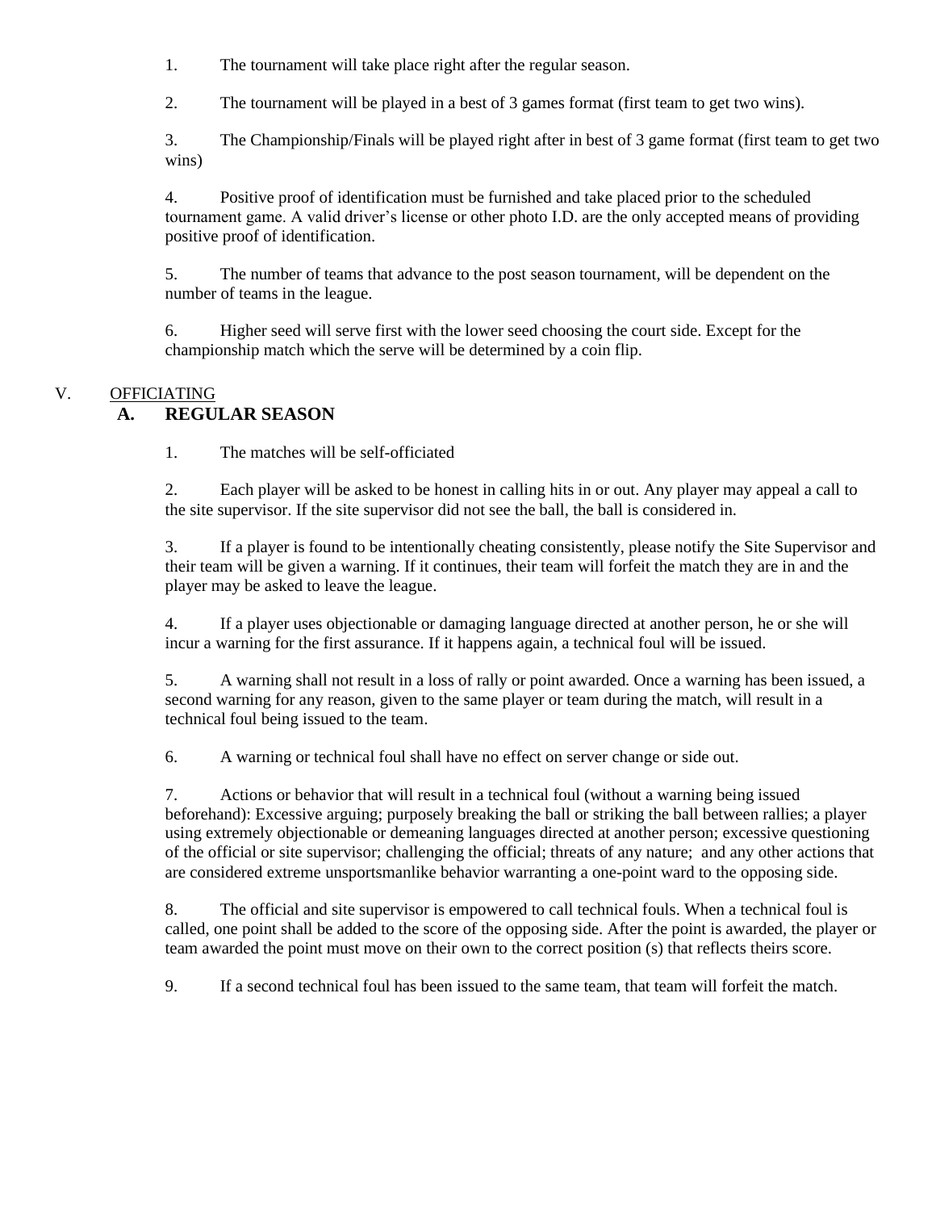1. The tournament will take place right after the regular season.

2. The tournament will be played in a best of 3 games format (first team to get two wins).

3. The Championship/Finals will be played right after in best of 3 game format (first team to get two wins)

4. Positive proof of identification must be furnished and take placed prior to the scheduled tournament game. A valid driver's license or other photo I.D. are the only accepted means of providing positive proof of identification.

5. The number of teams that advance to the post season tournament, will be dependent on the number of teams in the league.

6. Higher seed will serve first with the lower seed choosing the court side. Except for the championship match which the serve will be determined by a coin flip.

## V. OFFICIATING

### A. REGULAR SEASON

1. The matches will be self-officiated

2. Each player will be asked to be honest in calling hits in or out. Any player may appeal a call to the site supervisor. If the site supervisor did not see the ball, the ball is considered in.

3. If a player is found to be intentionally cheating consistently, please notify the Site Supervisor and their team will be given a warning. If it continues, their team will forfeit the match they are in and the player may be asked to leave the league.

4. If a player uses objectionable or damaging language directed at another person, he or she will incur a warning for the first assurance. If it happens again, a technical foul will be issued.

5. A warning shall not result in a loss of rally or point awarded. Once a warning has been issued, a second warning for any reason, given to the same player or team during the match, will result in a technical foul being issued to the team.

6. A warning or technical foul shall have no effect on server change or side out.

7. Actions or behavior that will result in a technical foul (without a warning being issued beforehand): Excessive arguing; purposely breaking the ball or striking the ball between rallies; a player using extremely objectionable or demeaning languages directed at another person; excessive questioning of the official or site supervisor; challenging the official; threats of any nature; and any other actions that are considered extreme unsportsmanlike behavior warranting a one-point ward to the opposing side.

8. The official and site supervisor is empowered to call technical fouls. When a technical foul is called, one point shall be added to the score of the opposing side. After the point is awarded, the player or team awarded the point must move on their own to the correct position (s) that reflects theirs score.

9. If a second technical foul has been issued to the same team, that team will forfeit the match.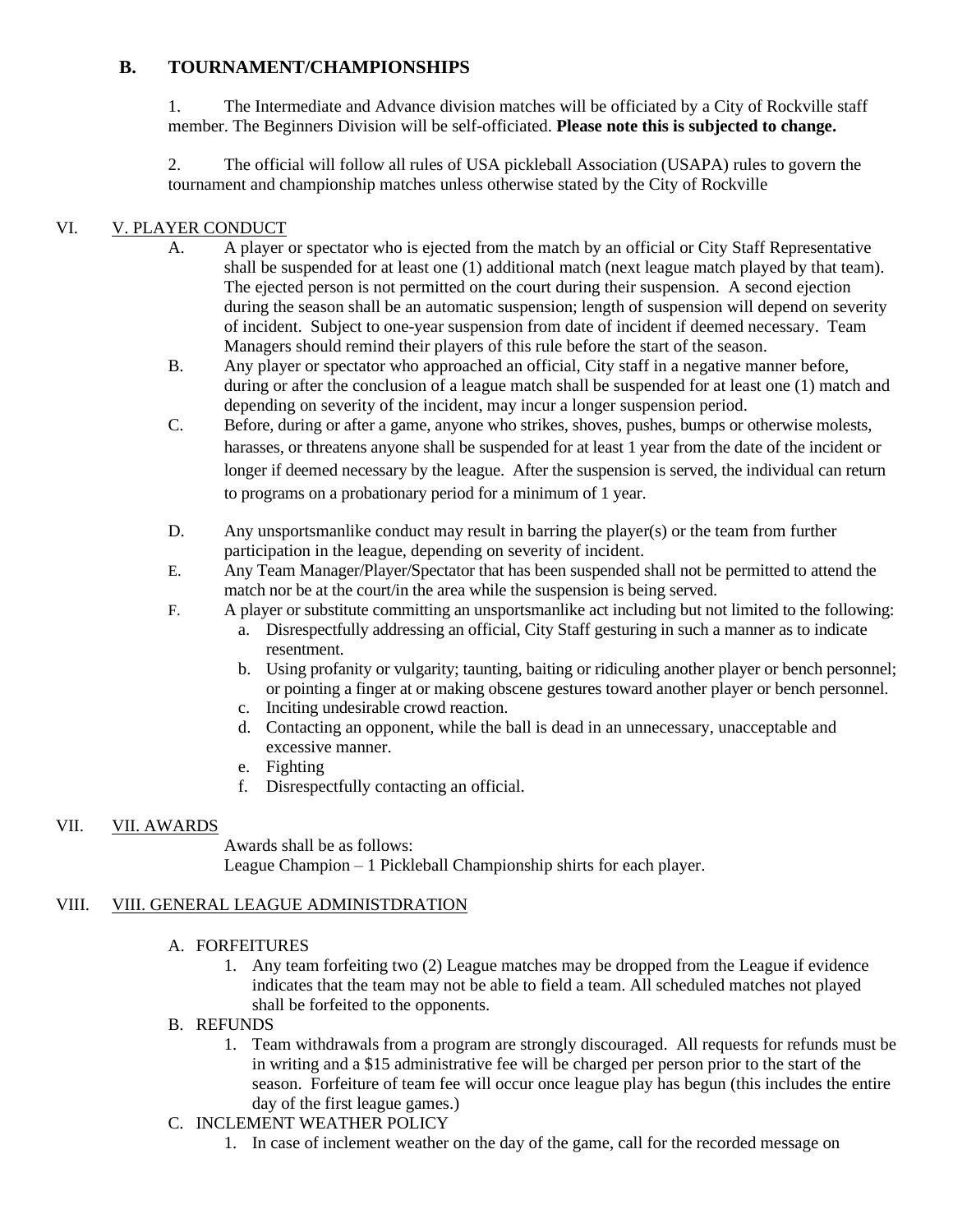## B. TOURNAMENT/CHAMPIONSHIPS

1. The Intermediate and Advance division matches will be officiated by a City of Rockville staff member. The Beginners Division will be self-officiated. **Please note this is subjected to change.**

2. The official will follow all rules of USA pickleball Association (USAPA) rules to govern the tournament and championship matches unless otherwise stated by the City of Rockville

## VI. V. PLAYER CONDUCT

A. A player or spectator who is ejected from the match by an official or City Staff Representative shall be suspended for at least one (1) additional match (next league match played by that team). The ejected person is not permitted on the court during their suspension. A second ejection during the season shall be an automatic suspension; length of suspension will depend on severity of incident. Subject to one-year suspension from date of incident if deemed necessary. Team Managers should remind their players of this rule before the start of the season.

B. Any player or spectator who approached an official, City staff in a negative manner before, during or after the conclusion of a league match shall be suspended for at least one (1) match and depending on severity of the incident, may incur a longer suspension period.

C. Before, during or after a game, anyone who strikes, shoves, pushes, bumps or otherwise molests, harasses, or threatens anyone shall be suspended for at least 1 year from the date of the incident or longer if deemed necessary by the league. After the suspension is served, the individual can return to programs on a probationary period for a minimum of 1 year.

D. Any unsportsmanlike conduct may result in barring the player(s) or the team from further participation in the league, depending on severity of incident.

E. Any Team Manager/Player/Spectator that has been suspended shall not be permitted to attend the match nor be at the court/in the area while the suspension is being served.

F. A player or substitute committing an unsportsmanlike act including but not limited to the following:

a. Disrespectfully addressing an official, City Staff gesturing in such a manner as to indicate resentment.
b. Using profanity or vulgarity; taunting, baiting or ridiculing another player or bench personnel; or pointing a finger at or making obscene gestures toward another player or bench personnel.
c. Inciting undesirable crowd reaction.
d. Contacting an opponent, while the ball is dead in an unnecessary, unacceptable and excessive manner.
e. Fighting
f. Disrespectfully contacting an official.

## VII. VII. AWARDS

Awards shall be as follows:
League Champion – 1 Pickleball Championship shirts for each player.

## VIII. VIII. GENERAL LEAGUE ADMINISTDRATION

A. FORFEITURES

1. Any team forfeiting two (2) League matches may be dropped from the League if evidence indicates that the team may not be able to field a team. All scheduled matches not played shall be forfeited to the opponents.

B. REFUNDS

1. Team withdrawals from a program are strongly discouraged. All requests for refunds must be in writing and a $15 administrative fee will be charged per person prior to the start of the season. Forfeiture of team fee will occur once league play has begun (this includes the entire day of the first league games.)

C. INCLEMENT WEATHER POLICY

1. In case of inclement weather on the day of the game, call for the recorded message on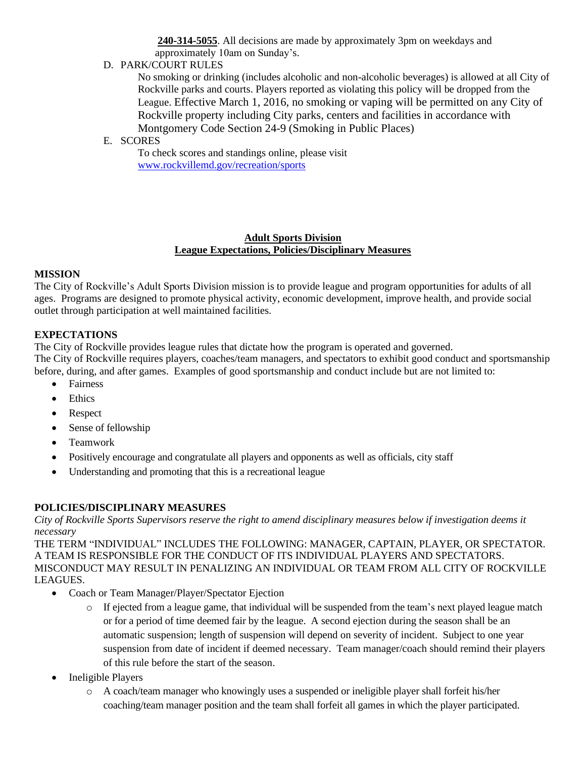**240-314-5055**. All decisions are made by approximately 3pm on weekdays and approximately 10am on Sunday's.

D. PARK/COURT RULES

No smoking or drinking (includes alcoholic and non-alcoholic beverages) is allowed at all City of Rockville parks and courts. Players reported as violating this policy will be dropped from the League. Effective March 1, 2016, no smoking or vaping will be permitted on any City of Rockville property including City parks, centers and facilities in accordance with Montgomery Code Section 24-9 (Smoking in Public Places)

E. SCORES

To check scores and standings online, please visit [www.rockvillemd.gov/recreation/sports](http://www.rockvillemd.gov/recreation/sports)

## Adult Sports Division
## League Expectations, Policies/Disciplinary Measures

**MISSION**

The City of Rockville's Adult Sports Division mission is to provide league and program opportunities for adults of all ages. Programs are designed to promote physical activity, economic development, improve health, and provide social outlet through participation at well maintained facilities.

**EXPECTATIONS**

The City of Rockville provides league rules that dictate how the program is operated and governed.
The City of Rockville requires players, coaches/team managers, and spectators to exhibit good conduct and sportsmanship before, during, and after games. Examples of good sportsmanship and conduct include but are not limited to:

- Fairness
- Ethics
- Respect
- Sense of fellowship
- Teamwork
- Positively encourage and congratulate all players and opponents as well as officials, city staff
- Understanding and promoting that this is a recreational league

**POLICIES/DISCIPLINARY MEASURES**

*City of Rockville Sports Supervisors reserve the right to amend disciplinary measures below if investigation deems it necessary*

THE TERM "INDIVIDUAL" INCLUDES THE FOLLOWING: MANAGER, CAPTAIN, PLAYER, OR SPECTATOR. A TEAM IS RESPONSIBLE FOR THE CONDUCT OF ITS INDIVIDUAL PLAYERS AND SPECTATORS. MISCONDUCT MAY RESULT IN PENALIZING AN INDIVIDUAL OR TEAM FROM ALL CITY OF ROCKVILLE LEAGUES.

- Coach or Team Manager/Player/Spectator Ejection
  - If ejected from a league game, that individual will be suspended from the team's next played league match or for a period of time deemed fair by the league. A second ejection during the season shall be an automatic suspension; length of suspension will depend on severity of incident. Subject to one year suspension from date of incident if deemed necessary. Team manager/coach should remind their players of this rule before the start of the season.
- Ineligible Players
  - A coach/team manager who knowingly uses a suspended or ineligible player shall forfeit his/her coaching/team manager position and the team shall forfeit all games in which the player participated.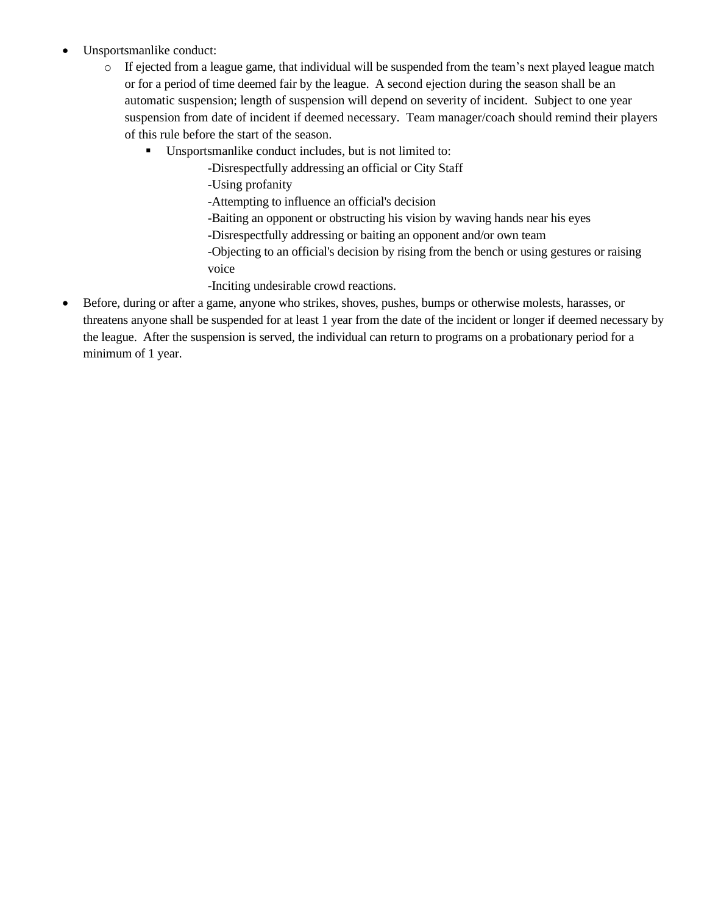- Unsportsmanlike conduct:
  - If ejected from a league game, that individual will be suspended from the team's next played league match or for a period of time deemed fair by the league. A second ejection during the season shall be an automatic suspension; length of suspension will depend on severity of incident. Subject to one year suspension from date of incident if deemed necessary. Team manager/coach should remind their players of this rule before the start of the season.
    - Unsportsmanlike conduct includes, but is not limited to:

      -Disrespectfully addressing an official or City Staff  
      -Using profanity  
      -Attempting to influence an official's decision  
      -Baiting an opponent or obstructing his vision by waving hands near his eyes  
      -Disrespectfully addressing or baiting an opponent and/or own team  
      -Objecting to an official's decision by rising from the bench or using gestures or raising voice  
      -Inciting undesirable crowd reactions.
- Before, during or after a game, anyone who strikes, shoves, pushes, bumps or otherwise molests, harasses, or threatens anyone shall be suspended for at least 1 year from the date of the incident or longer if deemed necessary by the league. After the suspension is served, the individual can return to programs on a probationary period for a minimum of 1 year.